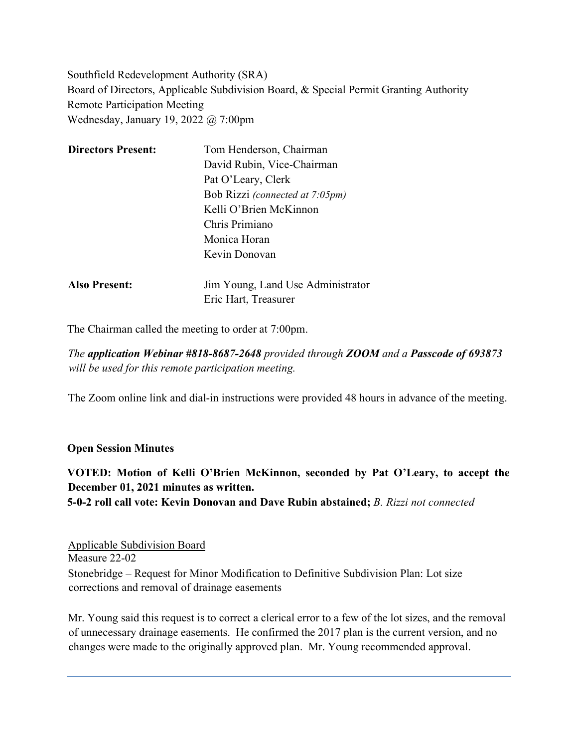Southfield Redevelopment Authority (SRA)
Board of Directors, Applicable Subdivision Board, & Special Permit Granting Authority
Remote Participation Meeting
Wednesday, January 19, 2022 @ 7:00pm

| **Directors Present:** | Tom Henderson, Chairman |
|---|---|
| | David Rubin, Vice-Chairman |
| | Pat O'Leary, Clerk |
| | Bob Rizzi *(connected at 7:05pm)* |
| | Kelli O'Brien McKinnon |
| | Chris Primiano |
| | Monica Horan |
| | Kevin Donovan |
| **Also Present:** | Jim Young, Land Use Administrator |
| | Eric Hart, Treasurer |

The Chairman called the meeting to order at 7:00pm.

*The **application Webinar #818-8687-2648** provided through **ZOOM** and a **Passcode of 693873** will be used for this remote participation meeting.*

The Zoom online link and dial-in instructions were provided 48 hours in advance of the meeting.

**Open Session Minutes**

**VOTED: Motion of Kelli O'Brien McKinnon, seconded by Pat O'Leary, to accept the December 01, 2021 minutes as written.**
**5-0-2 roll call vote: Kevin Donovan and Dave Rubin abstained;** *B. Rizzi not connected*

<u>Applicable Subdivision Board</u>
Measure 22-02
Stonebridge – Request for Minor Modification to Definitive Subdivision Plan: Lot size corrections and removal of drainage easements

Mr. Young said this request is to correct a clerical error to a few of the lot sizes, and the removal of unnecessary drainage easements. He confirmed the 2017 plan is the current version, and no changes were made to the originally approved plan. Mr. Young recommended approval.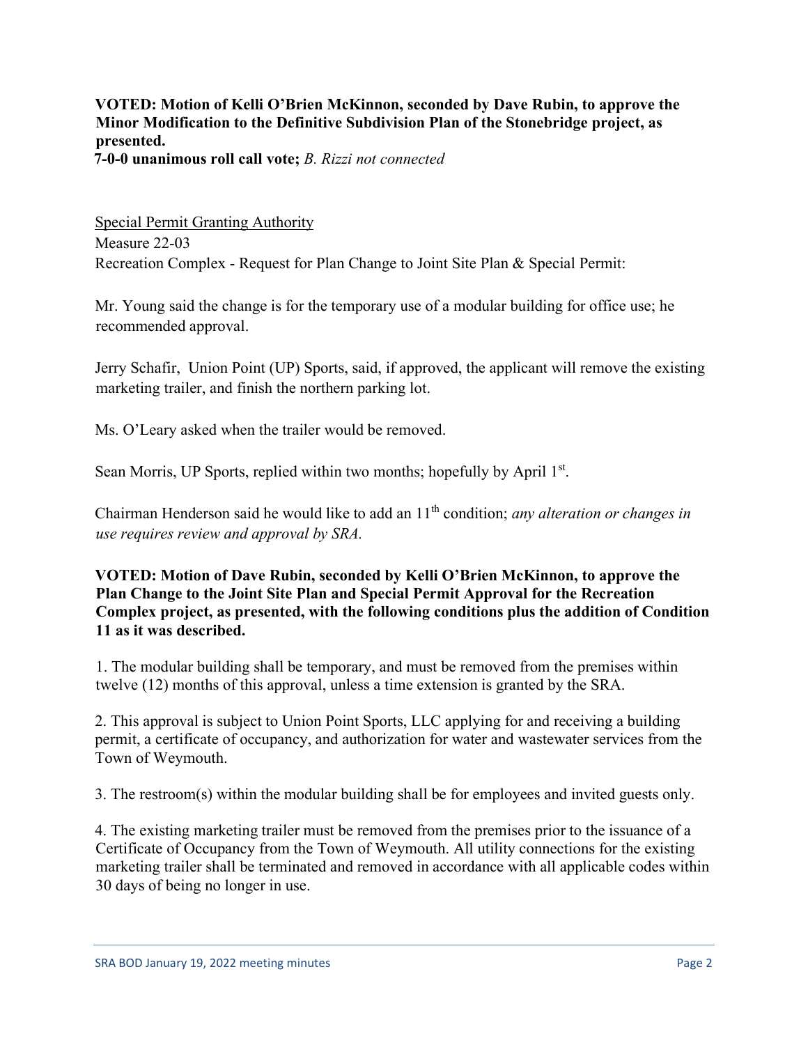**VOTED: Motion of Kelli O'Brien McKinnon, seconded by Dave Rubin, to approve the Minor Modification to the Definitive Subdivision Plan of the Stonebridge project, as presented.**
**7-0-0 unanimous roll call vote;** *B. Rizzi not connected*

Special Permit Granting Authority
Measure 22-03
Recreation Complex - Request for Plan Change to Joint Site Plan & Special Permit:

Mr. Young said the change is for the temporary use of a modular building for office use; he recommended approval.

Jerry Schafir, Union Point (UP) Sports, said, if approved, the applicant will remove the existing marketing trailer, and finish the northern parking lot.

Ms. O'Leary asked when the trailer would be removed.

Sean Morris, UP Sports, replied within two months; hopefully by April 1st.

Chairman Henderson said he would like to add an 11th condition; *any alteration or changes in use requires review and approval by SRA.*

**VOTED: Motion of Dave Rubin, seconded by Kelli O'Brien McKinnon, to approve the Plan Change to the Joint Site Plan and Special Permit Approval for the Recreation Complex project, as presented, with the following conditions plus the addition of Condition 11 as it was described.**

1. The modular building shall be temporary, and must be removed from the premises within twelve (12) months of this approval, unless a time extension is granted by the SRA.

2. This approval is subject to Union Point Sports, LLC applying for and receiving a building permit, a certificate of occupancy, and authorization for water and wastewater services from the Town of Weymouth.

3. The restroom(s) within the modular building shall be for employees and invited guests only.

4. The existing marketing trailer must be removed from the premises prior to the issuance of a Certificate of Occupancy from the Town of Weymouth. All utility connections for the existing marketing trailer shall be terminated and removed in accordance with all applicable codes within 30 days of being no longer in use.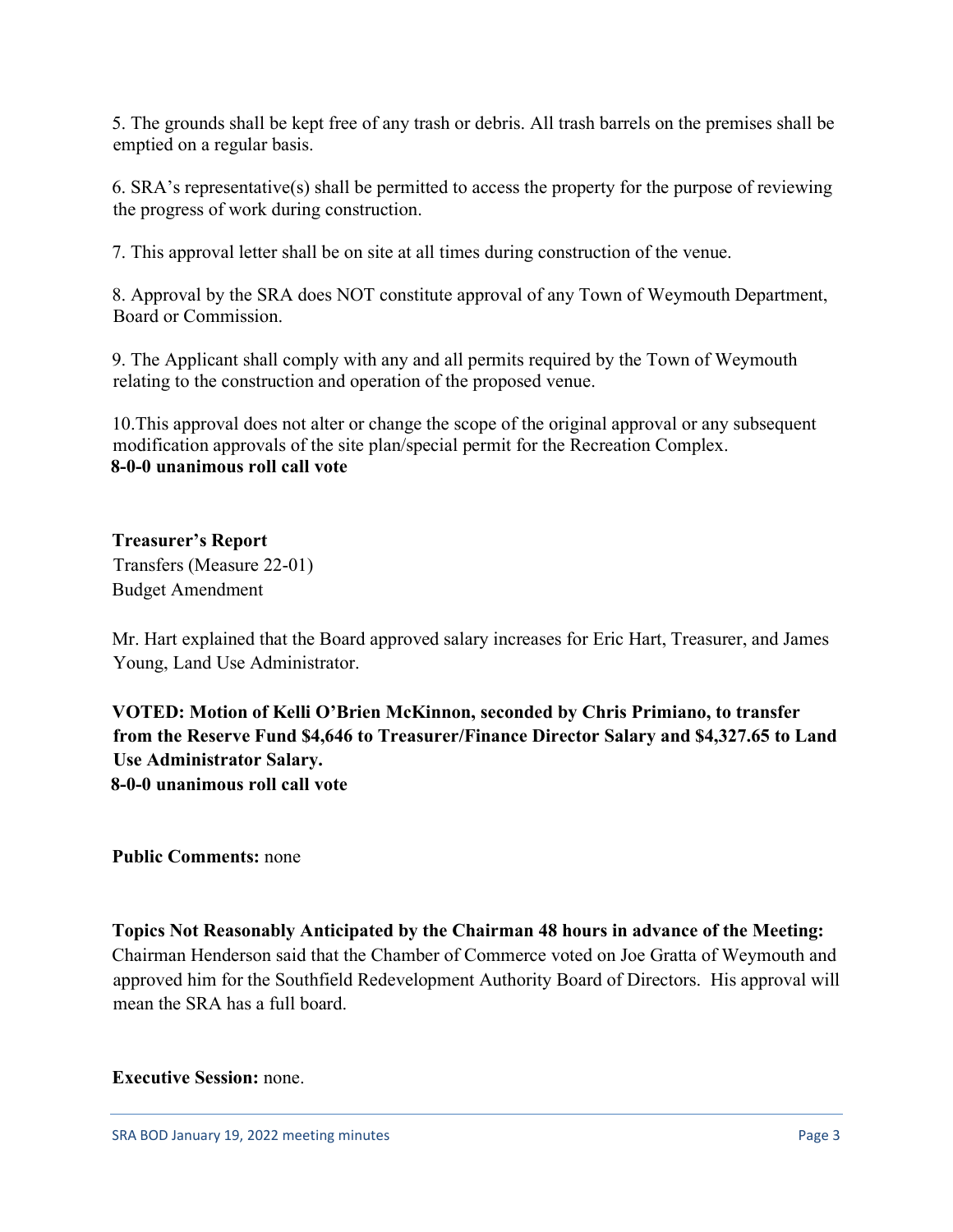5. The grounds shall be kept free of any trash or debris. All trash barrels on the premises shall be emptied on a regular basis.

6. SRA's representative(s) shall be permitted to access the property for the purpose of reviewing the progress of work during construction.

7. This approval letter shall be on site at all times during construction of the venue.

8. Approval by the SRA does NOT constitute approval of any Town of Weymouth Department, Board or Commission.

9. The Applicant shall comply with any and all permits required by the Town of Weymouth relating to the construction and operation of the proposed venue.

10.This approval does not alter or change the scope of the original approval or any subsequent modification approvals of the site plan/special permit for the Recreation Complex.
**8-0-0 unanimous roll call vote**

**Treasurer's Report**
Transfers (Measure 22-01)
Budget Amendment

Mr. Hart explained that the Board approved salary increases for Eric Hart, Treasurer, and James Young, Land Use Administrator.

**VOTED: Motion of Kelli O'Brien McKinnon, seconded by Chris Primiano, to transfer from the Reserve Fund $4,646 to Treasurer/Finance Director Salary and $4,327.65 to Land Use Administrator Salary.**
**8-0-0 unanimous roll call vote**

**Public Comments:** none

**Topics Not Reasonably Anticipated by the Chairman 48 hours in advance of the Meeting:**
Chairman Henderson said that the Chamber of Commerce voted on Joe Gratta of Weymouth and approved him for the Southfield Redevelopment Authority Board of Directors. His approval will mean the SRA has a full board.

**Executive Session:** none.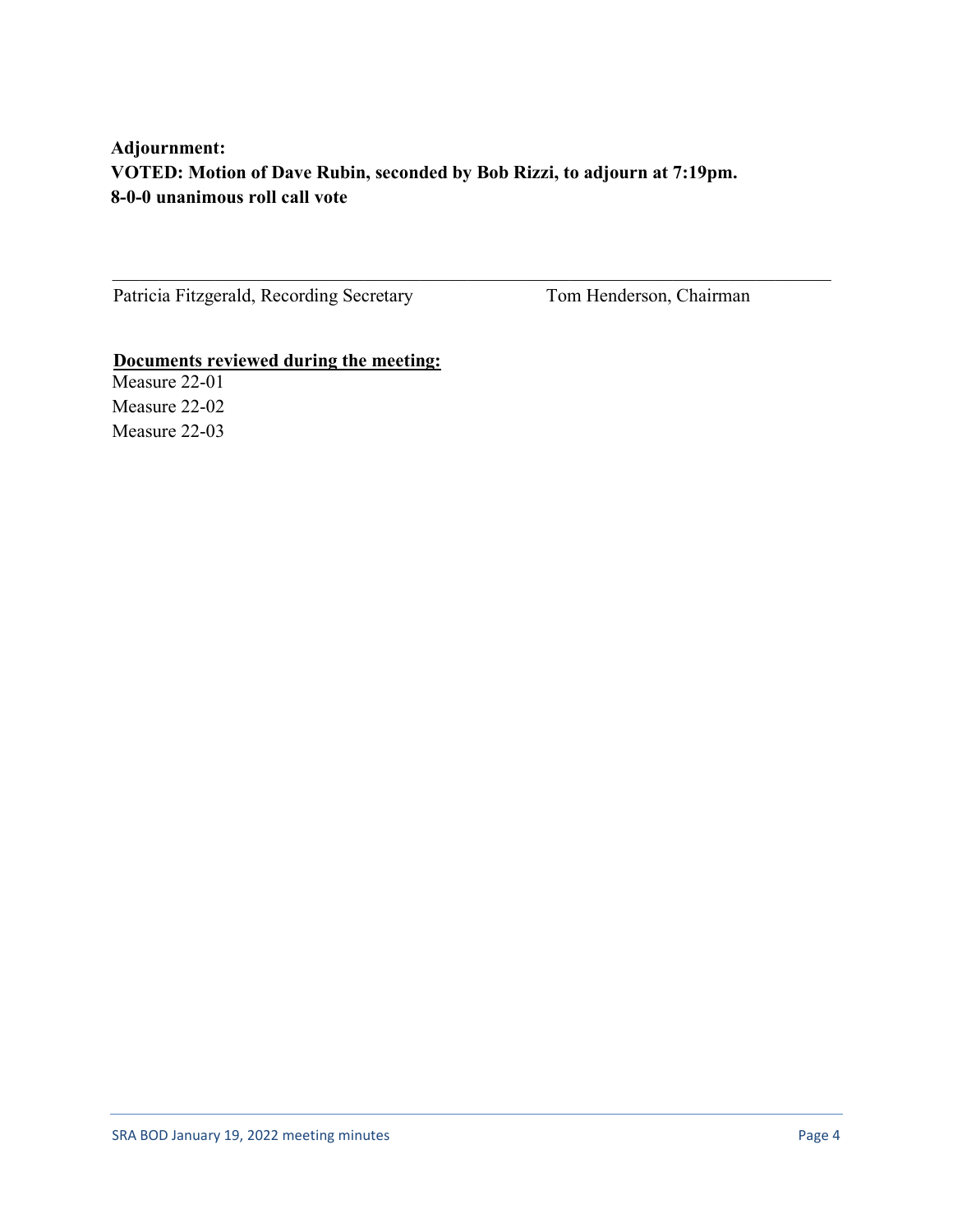**Adjournment:**
**VOTED: Motion of Dave Rubin, seconded by Bob Rizzi, to adjourn at 7:19pm.**
**8-0-0 unanimous roll call vote**

Patricia Fitzgerald, Recording Secretary                    Tom Henderson, Chairman

**Documents reviewed during the meeting:**

Measure 22-01
Measure 22-02
Measure 22-03